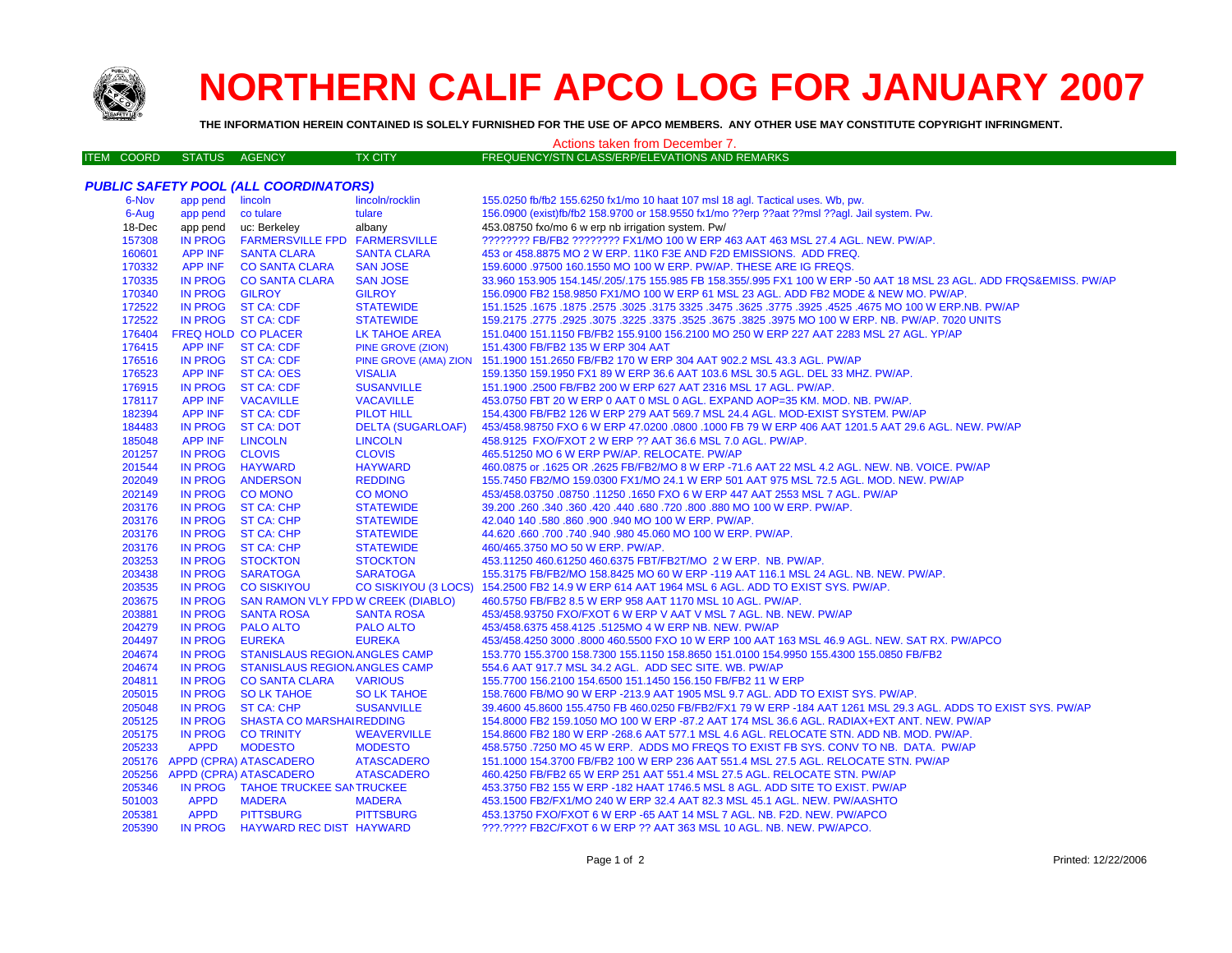# NORTHERN CALIF APCO LOG FOR JANUARY 2007

**THE INFORMATION HEREIN CONTAINED IS SOLELY FURNISHED FOR THE USE OF APCO MEMBERS. ANY OTHER USE MAY CONSTITUTE COPYRIGHT INFRINGMENT.**

Actions taken from December 7.

***PUBLIC SAFETY POOL (ALL COORDINATORS)***

| ITEM COORD | STATUS | AGENCY | TX CITY | FREQUENCY/STN CLASS/ERP/ELEVATIONS AND REMARKS |
|---|---|---|---|---|
| 6-Nov | app pend | lincoln | lincoln/rocklin | 155.0250 fb/fb2 155.6250 fx1/mo 10 haat 107 msl 18 agl. Tactical uses. Wb, pw. |
| 6-Aug | app pend | co tulare | tulare | 156.0900 (exist)fb/fb2 158.9700 or 158.9550 fx1/mo ??erp ??aat ??msl ??agl. Jail system. Pw. |
| 18-Dec | app pend | uc: Berkeley | albany | 453.08750 fxo/mo 6 w erp nb irrigation system. Pw/ |
| 157308 | IN PROG | FARMERSVILLE FPD | FARMERSVILLE | ???????? FB/FB2 ???????? FX1/MO 100 W ERP 463 AAT 463 MSL 27.4 AGL. NEW. PW/AP. |
| 160601 | APP INF | SANTA CLARA | SANTA CLARA | 453 or 458.8875 MO 2 W ERP. 11K0 F3E AND F2D EMISSIONS. ADD FREQ. |
| 170332 | APP INF | CO SANTA CLARA | SAN JOSE | 159.6000 .97500 160.1550 MO 100 W ERP. PW/AP. THESE ARE IG FREQS. |
| 170335 | IN PROG | CO SANTA CLARA | SAN JOSE | 33.960 153.905 154.145/.205/.175 155.985 FB 158.355/.995 FX1 100 W ERP -50 AAT 18 MSL 23 AGL. ADD FRQS&EMISS. PW/AP |
| 170340 | IN PROG | GILROY | GILROY | 156.0900 FB2 158.9850 FX1/MO 100 W ERP 61 MSL 23 AGL. ADD FB2 MODE & NEW MO. PW/AP. |
| 172522 | IN PROG | ST CA: CDF | STATEWIDE | 151.1525 .1675 .1875 .2575 .3025 .3175 3325 .3475 .3625 .3775 .3925 .4525 .4675 MO 100 W ERP.NB. PW/AP |
| 172522 | IN PROG | ST CA: CDF | STATEWIDE | 159.2175 .2775 .2925 .3075 .3225 .3375 .3525 .3675 .3825 .3975 MO 100 W ERP. NB. PW/AP. 7020 UNITS |
| 176404 | FREQ HOLD | CO PLACER | LK TAHOE AREA | 151.0400 151.1150 FB/FB2 155.9100 156.2100 MO 250 W ERP 227 AAT 2283 MSL 27 AGL. YP/AP |
| 176415 | APP INF | ST CA: CDF | PINE GROVE (ZION) | 151.4300 FB/FB2 135 W ERP 304 AAT |
| 176516 | IN PROG | ST CA: CDF | PINE GROVE (AMA) ZION | 151.1900 151.2650 FB/FB2 170 W ERP 304 AAT 902.2 MSL 43.3 AGL. PW/AP |
| 176523 | APP INF | ST CA: OES | VISALIA | 159.1350 159.1950 FX1 89 W ERP 36.6 AAT 103.6 MSL 30.5 AGL. DEL 33 MHZ. PW/AP. |
| 176915 | IN PROG | ST CA: CDF | SUSANVILLE | 151.1900 .2500 FB/FB2 200 W ERP 627 AAT 2316 MSL 17 AGL. PW/AP. |
| 178117 | APP INF | VACAVILLE | VACAVILLE | 453.0750 FBT 20 W ERP 0 AAT 0 MSL 0 AGL. EXPAND AOP=35 KM. MOD. NB. PW/AP. |
| 182394 | APP INF | ST CA: CDF | PILOT HILL | 154.4300 FB/FB2 126 W ERP 279 AAT 569.7 MSL 24.4 AGL. MOD-EXIST SYSTEM. PW/AP |
| 184483 | IN PROG | ST CA: DOT | DELTA (SUGARLOAF) | 453/458.98750 FXO 6 W ERP 47.0200 .0800 .1000 FB 79 W ERP 406 AAT 1201.5 AAT 29.6 AGL. NEW. PW/AP |
| 185048 | APP INF | LINCOLN | LINCOLN | 458.9125 FXO/FXOT 2 W ERP ?? AAT 36.6 MSL 7.0 AGL. PW/AP. |
| 201257 | IN PROG | CLOVIS | CLOVIS | 465.51250 MO 6 W ERP PW/AP. RELOCATE. PW/AP |
| 201544 | IN PROG | HAYWARD | HAYWARD | 460.0875 or .1625 OR .2625 FB/FB2/MO 8 W ERP -71.6 AAT 22 MSL 4.2 AGL. NEW. NB. VOICE. PW/AP |
| 202049 | IN PROG | ANDERSON | REDDING | 155.7450 FB2/MO 159.0300 FX1/MO 24.1 W ERP 501 AAT 975 MSL 72.5 AGL. MOD. NEW. PW/AP |
| 202149 | IN PROG | CO MONO | CO MONO | 453/458.03750 .08750 .11250 .1650 FXO 6 W ERP 447 AAT 2553 MSL 7 AGL. PW/AP |
| 203176 | IN PROG | ST CA: CHP | STATEWIDE | 39.200 .260 .340 .360 .420 .440 .680 .720 .800 .880 MO 100 W ERP. PW/AP. |
| 203176 | IN PROG | ST CA: CHP | STATEWIDE | 42.040 140 .580 .860 .900 .940 MO 100 W ERP. PW/AP. |
| 203176 | IN PROG | ST CA: CHP | STATEWIDE | 44.620 .660 .700 .740 .940 .980 45.060 MO 100 W ERP. PW/AP. |
| 203176 | IN PROG | ST CA: CHP | STATEWIDE | 460/465.3750 MO 50 W ERP. PW/AP. |
| 203253 | IN PROG | STOCKTON | STOCKTON | 453.11250 460.61250 460.6375 FBT/FB2T/MO 2 W ERP. NB. PW/AP. |
| 203438 | IN PROG | SARATOGA | SARATOGA | 155.3175 FB/FB2/MO 158.8425 MO 60 W ERP -119 AAT 116.1 MSL 24 AGL. NB. NEW. PW/AP. |
| 203535 | IN PROG | CO SISKIYOU | CO SISKIYOU (3 LOCS) | 154.2500 FB2 14.9 W ERP 614 AAT 1964 MSL 6 AGL. ADD TO EXIST SYS. PW/AP. |
| 203675 | IN PROG | SAN RAMON VLY FPD | W CREEK (DIABLO) | 460.5750 FB/FB2 8.5 W ERP 958 AAT 1170 MSL 10 AGL. PW/AP. |
| 203881 | IN PROG | SANTA ROSA | SANTA ROSA | 453/458.93750 FXO/FXOT 6 W ERP V AAT V MSL 7 AGL. NB. NEW. PW/AP |
| 204279 | IN PROG | PALO ALTO | PALO ALTO | 453/458.6375 458.4125 .5125MO 4 W ERP NB. NEW. PW/AP |
| 204497 | IN PROG | EUREKA | EUREKA | 453/458.4250 3000 .8000 460.5500 FXO 10 W ERP 100 AAT 163 MSL 46.9 AGL. NEW. SAT RX. PW/APCO |
| 204674 | IN PROG | STANISLAUS REGION | ANGELS CAMP | 153.770 155.3700 158.7300 155.1150 158.8650 151.0100 154.9950 155.4300 155.0850 FB/FB2 |
| 204674 | IN PROG | STANISLAUS REGION | ANGELS CAMP | 554.6 AAT 917.7 MSL 34.2 AGL. ADD SEC SITE. WB. PW/AP |
| 204811 | IN PROG | CO SANTA CLARA | VARIOUS | 155.7700 156.2100 154.6500 151.1450 156.150 FB/FB2 11 W ERP |
| 205015 | IN PROG | SO LK TAHOE | SO LK TAHOE | 158.7600 FB/MO 90 W ERP -213.9 AAT 1905 MSL 9.7 AGL. ADD TO EXIST SYS. PW/AP. |
| 205048 | IN PROG | ST CA: CHP | SUSANVILLE | 39.4600 45.8600 155.4750 FB 460.0250 FB/FB2/FX1 79 W ERP -184 AAT 1261 MSL 29.3 AGL. ADDS TO EXIST SYS. PW/AP |
| 205125 | IN PROG | SHASTA CO MARSHAL | REDDING | 154.8000 FB2 159.1050 MO 100 W ERP -87.2 AAT 174 MSL 36.6 AGL. RADIAX+EXT ANT. NEW. PW/AP |
| 205175 | IN PROG | CO TRINITY | WEAVERVILLE | 154.8600 FB2 180 W ERP -268.6 AAT 577.1 MSL 4.6 AGL. RELOCATE STN. ADD NB. MOD. PW/AP. |
| 205233 | APPD | MODESTO | MODESTO | 458.5750 .7250 MO 45 W ERP. ADDS MO FREQS TO EXIST FB SYS. CONV TO NB. DATA. PW/AP |
| 205176 | APPD (CPRA) | ATASCADERO | ATASCADERO | 151.1000 154.3700 FB/FB2 100 W ERP 236 AAT 551.4 MSL 27.5 AGL. RELOCATE STN. PW/AP |
| 205256 | APPD (CPRA) | ATASCADERO | ATASCADERO | 460.4250 FB/FB2 65 W ERP 251 AAT 551.4 MSL 27.5 AGL. RELOCATE STN. PW/AP |
| 205346 | IN PROG | TAHOE TRUCKEE SAN | TRUCKEE | 453.3750 FB2 155 W ERP -182 HAAT 1746.5 MSL 8 AGL. ADD SITE TO EXIST. PW/AP |
| 501003 | APPD | MADERA | MADERA | 453.1500 FB2/FX1/MO 240 W ERP 32.4 AAT 82.3 MSL 45.1 AGL. NEW. PW/AASHTO |
| 205381 | APPD | PITTSBURG | PITTSBURG | 453.13750 FXO/FXOT 6 W ERP -65 AAT 14 MSL 7 AGL. NB. F2D. NEW. PW/APCO |
| 205390 | IN PROG | HAYWARD REC DIST | HAYWARD | ???.???? FB2C/FXOT 6 W ERP ?? AAT 363 MSL 10 AGL. NB. NEW. PW/APCO. |

Printed: 12/22/2006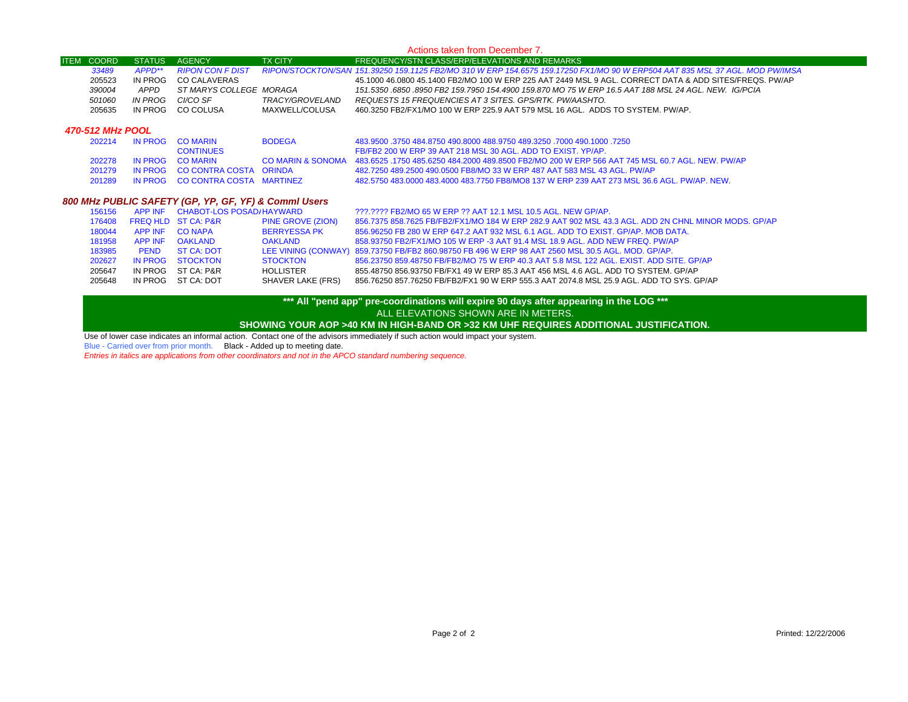Actions taken from December 7.

| ITEM | COORD | STATUS | AGENCY | TX CITY | FREQUENCY/STN CLASS/ERP/ELEVATIONS AND REMARKS |
|---|---|---|---|---|---|
| | *33489* | *APPD\*\** | *RIPON CON F DIST* | *RIPON/STOCKTON/SAN* | *151.39250 159.1125 FB2/MO 310 W ERP 154.6575 159.17250 FX1/MO 90 W ERP504 AAT 835 MSL 37 AGL. MOD PW/IMSA* |
| | 205523 | IN PROG | CO CALAVERAS | | 45.1000 46.0800 45.1400 FB2/MO 100 W ERP 225 AAT 2449 MSL 9 AGL. CORRECT DATA & ADD SITES/FREQS. PW/AP |
| | *390004* | *APPD* | *ST MARYS COLLEGE* | *MORAGA* | *151.5350 .6850 .8950 FB2 159.7950 154.4900 159.870 MO 75 W ERP 16.5 AAT 188 MSL 24 AGL. NEW. IG/PCIA* |
| | *501060* | *IN PROG* | *CI/CO SF* | *TRACY/GROVELAND* | *REQUESTS 15 FREQUENCIES AT 3 SITES. GPS/RTK. PW/AASHTO.* |
| | 205635 | IN PROG | CO COLUSA | MAXWELL/COLUSA | 460.3250 FB2/FX1/MO 100 W ERP 225.9 AAT 579 MSL 16 AGL. ADDS TO SYSTEM. PW/AP. |

### *470-512 MHz POOL*

| ITEM | COORD | STATUS | AGENCY | TX CITY | FREQUENCY/STN CLASS/ERP/ELEVATIONS AND REMARKS |
|---|---|---|---|---|---|
| | 202214 | IN PROG | CO MARIN | BODEGA | 483.9500 .3750 484.8750 490.8000 488.9750 489.3250 .7000 490.1000 .7250 |
| | | | CONTINUES | | FB/FB2 200 W ERP 39 AAT 218 MSL 30 AGL. ADD TO EXIST. YP/AP. |
| | 202278 | IN PROG | CO MARIN | CO MARIN & SONOMA | 483.6525 .1750 485.6250 484.2000 489.8500 FB2/MO 200 W ERP 566 AAT 745 MSL 60.7 AGL. NEW. PW/AP |
| | 201279 | IN PROG | CO CONTRA COSTA | ORINDA | 482.7250 489.2500 490.0500 FB8/MO 33 W ERP 487 AAT 583 MSL 43 AGL. PW/AP |
| | 201289 | IN PROG | CO CONTRA COSTA | MARTINEZ | 482.5750 483.0000 483.4000 483.7750 FB8/MO8 137 W ERP 239 AAT 273 MSL 36.6 AGL. PW/AP. NEW. |

### *800 MHz PUBLIC SAFETY (GP, YP, GF, YF) & Comml Users*

| ITEM | COORD | STATUS | AGENCY | TX CITY | FREQUENCY/STN CLASS/ERP/ELEVATIONS AND REMARKS |
|---|---|---|---|---|---|
| | 156156 | APP INF | CHABOT-LOS POSAD/ | HAYWARD | ???.???? FB2/MO 65 W ERP ?? AAT 12.1 MSL 10.5 AGL. NEW GP/AP. |
| | 176408 | FREQ HLD | ST CA: P&R | PINE GROVE (ZION) | 856.7375 858.7625 FB/FB2/FX1/MO 184 W ERP 282.9 AAT 902 MSL 43.3 AGL. ADD 2N CHNL MINOR MODS. GP/AP |
| | 180044 | APP INF | CO NAPA | BERRYESSA PK | 856.96250 FB 280 W ERP 647.2 AAT 932 MSL 6.1 AGL. ADD TO EXIST. GP/AP. MOB DATA. |
| | 181958 | APP INF | OAKLAND | OAKLAND | 858.93750 FB2/FX1/MO 105 W ERP -3 AAT 91.4 MSL 18.9 AGL. ADD NEW FREQ. PW/AP |
| | 183985 | PEND | ST CA: DOT | LEE VINING (CONWAY) | 859.73750 FB/FB2 860.98750 FB 496 W ERP 98 AAT 2560 MSL 30.5 AGL. MOD. GP/AP. |
| | 202627 | IN PROG | STOCKTON | STOCKTON | 856.23750 859.48750 FB/FB2/MO 75 W ERP 40.3 AAT 5.8 MSL 122 AGL. EXIST. ADD SITE. GP/AP |
| | 205647 | IN PROG | ST CA: P&R | HOLLISTER | 855.48750 856.93750 FB/FX1 49 W ERP 85.3 AAT 456 MSL 4.6 AGL. ADD TO SYSTEM. GP/AP |
| | 205648 | IN PROG | ST CA: DOT | SHAVER LAKE (FRS) | 856.76250 857.76250 FB/FB2/FX1 90 W ERP 555.3 AAT 2074.8 MSL 25.9 AGL. ADD TO SYS. GP/AP |

**\*\*\* All "pend app" pre-coordinations will expire 90 days after appearing in the LOG \*\*\***

ALL ELEVATIONS SHOWN ARE IN METERS.

**SHOWING YOUR AOP >40 KM IN HIGH-BAND OR >32 KM UHF REQUIRES ADDITIONAL JUSTIFICATION.**

Use of lower case indicates an informal action. Contact one of the advisors immediately if such action would impact your system.

Blue - Carried over from prior month. Black - Added up to meeting date.

*Entries in italics are applications from other coordinators and not in the APCO standard numbering sequence.*

Printed: 12/22/2006